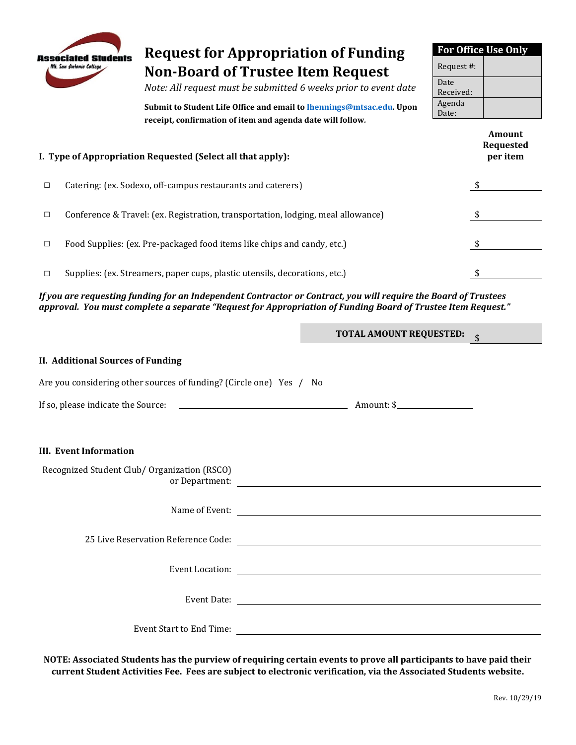# Request for Appropriation of Funding Non-Board of Trustee Item Request

*Note: All request must be submitted 6 weeks prior to event date*

**Submit to Student Life Office and email to lhennings@mtsac.edu. Upon receipt, confirmation of item and agenda date will follow.**

| For Office Use Only | |
|---|---|
| Request #: | |
| Date Received: | |
| Agenda Date: | |

| **I. Type of Appropriation Requested (Select all that apply):** | **Amount Requested per item** |
|---|---|
| ☐ Catering: (ex. Sodexo, off-campus restaurants and caterers) | $ ________ |
| ☐ Conference & Travel: (ex. Registration, transportation, lodging, meal allowance) | $ ________ |
| ☐ Food Supplies: (ex. Pre-packaged food items like chips and candy, etc.) | $ ________ |
| ☐ Supplies: (ex. Streamers, paper cups, plastic utensils, decorations, etc.) | $ ________ |

***If you are requesting funding for an Independent Contractor or Contract, you will require the Board of Trustees approval. You must complete a separate "Request for Appropriation of Funding Board of Trustee Item Request."***

**TOTAL AMOUNT REQUESTED:** $ ________

**II. Additional Sources of Funding**

Are you considering other sources of funding? (Circle one) Yes / No

If so, please indicate the Source: ____________________ Amount: $________

**III. Event Information**

Recognized Student Club/ Organization (RSCO) or Department: ____________________

Name of Event: ____________________

25 Live Reservation Reference Code: ____________________

Event Location: ____________________

Event Date: ____________________

Event Start to End Time: ____________________

**NOTE: Associated Students has the purview of requiring certain events to prove all participants to have paid their current Student Activities Fee. Fees are subject to electronic verification, via the Associated Students website.**

Rev. 10/29/19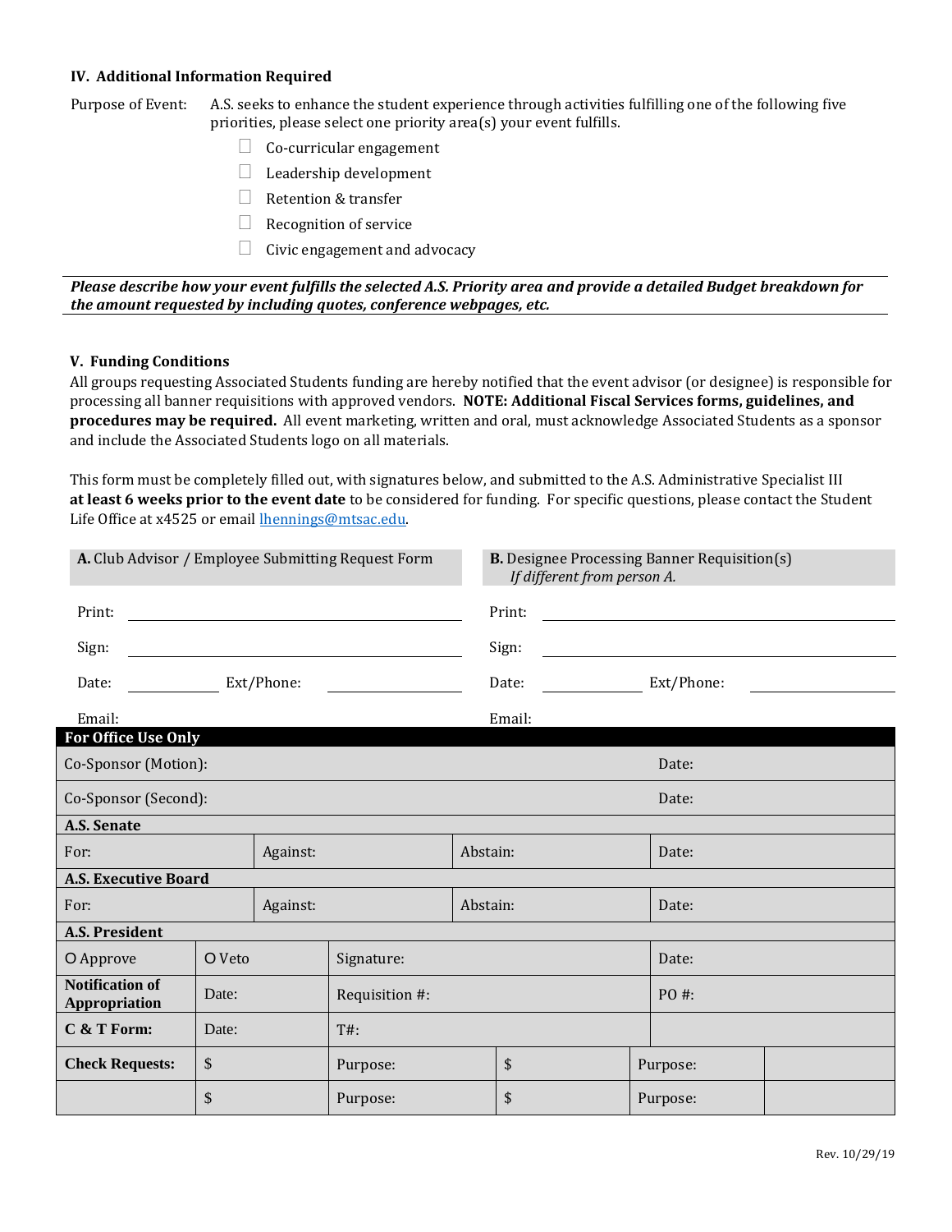### IV. Additional Information Required

Purpose of Event: A.S. seeks to enhance the student experience through activities fulfilling one of the following five priorities, please select one priority area(s) your event fulfills.

- ☐ Co-curricular engagement
- ☐ Leadership development
- ☐ Retention & transfer
- ☐ Recognition of service
- ☐ Civic engagement and advocacy

***Please describe how your event fulfills the selected A.S. Priority area and provide a detailed Budget breakdown for the amount requested by including quotes, conference webpages, etc.***

### V. Funding Conditions

All groups requesting Associated Students funding are hereby notified that the event advisor (or designee) is responsible for processing all banner requisitions with approved vendors. **NOTE: Additional Fiscal Services forms, guidelines, and procedures may be required.** All event marketing, written and oral, must acknowledge Associated Students as a sponsor and include the Associated Students logo on all materials.

This form must be completely filled out, with signatures below, and submitted to the A.S. Administrative Specialist III **at least 6 weeks prior to the event date** to be considered for funding. For specific questions, please contact the Student Life Office at x4525 or email lhennings@mtsac.edu.

| **A.** Club Advisor / Employee Submitting Request Form | **B.** Designee Processing Banner Requisition(s) *If different from person A.* |
|---|---|
| Print: | Print: |
| Sign: | Sign: |
| Date: Ext/Phone: | Date: Ext/Phone: |
| Email: | Email: |

| **For Office Use Only** | | | | | |
|---|---|---|---|---|---|
| Co-Sponsor (Motion): | | | | Date: | |
| Co-Sponsor (Second): | | | | Date: | |
| **A.S. Senate** | | | | | |
| For: | Against: | | Abstain: | Date: | |
| **A.S. Executive Board** | | | | | |
| For: | Against: | | Abstain: | Date: | |
| **A.S. President** | | | | | |
| O Approve | O Veto | Signature: | | Date: | |
| **Notification of Appropriation** | Date: | Requisition #: | | PO #: | |
| **C & T Form:** | Date: | T#: | | | |
| **Check Requests:** | $ | Purpose: | $ | Purpose: | |
| | $ | Purpose: | $ | Purpose: | |

Rev. 10/29/19